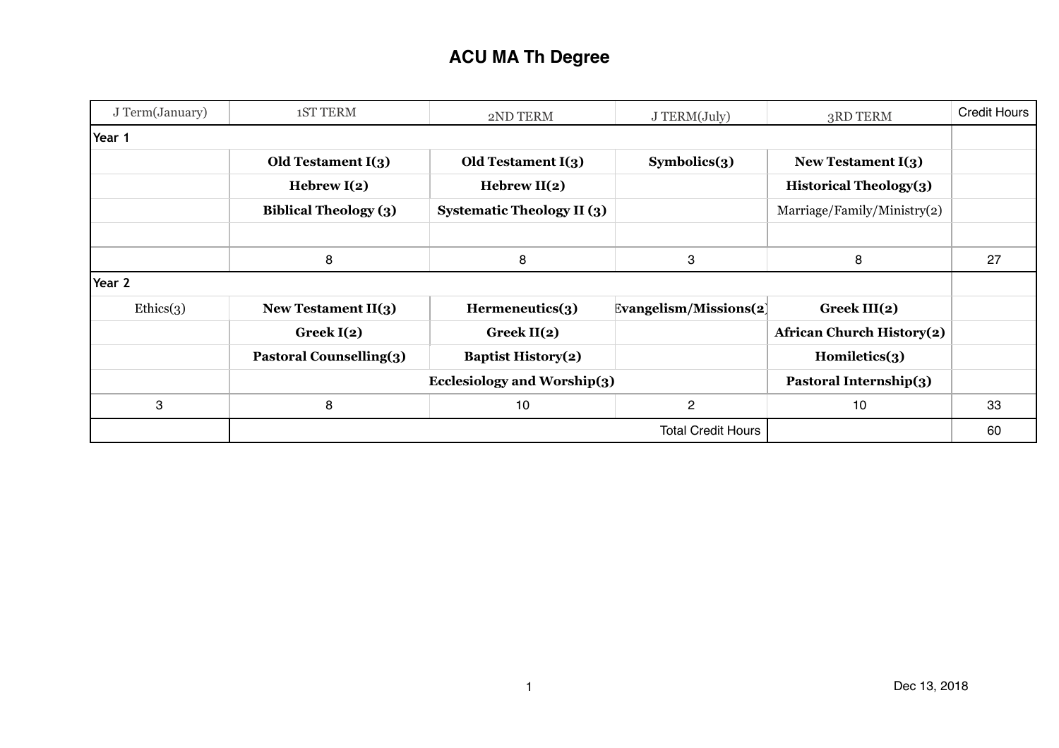# ACU MA Th Degree

| J Term(January) | 1ST TERM | 2ND TERM | J TERM(July) | 3RD TERM | Credit Hours |
|---|---|---|---|---|---|
| **Year 1** | | | | | |
| | **Old Testament I(3)** | **Old Testament I(3)** | **Symbolics(3)** | **New Testament I(3)** | |
| | **Hebrew I(2)** | **Hebrew II(2)** | | **Historical Theology(3)** | |
| | **Biblical Theology (3)** | **Systematic Theology II (3)** | | Marriage/Family/Ministry(2) | |
| | | | | | |
| | 8 | 8 | 3 | 8 | 27 |
| **Year 2** | | | | | |
| Ethics(3) | **New Testament II(3)** | **Hermeneutics(3)** | **Evangelism/Missions(2)** | **Greek III(2)** | |
| | **Greek I(2)** | **Greek II(2)** | | **African Church History(2)** | |
| | **Pastoral Counselling(3)** | **Baptist History(2)** | | **Homiletics(3)** | |
| | | **Ecclesiology and Worship(3)** | | **Pastoral Internship(3)** | |
| 3 | 8 | 10 | 2 | 10 | 33 |
| | | | Total Credit Hours | | 60 |

Dec 13, 2018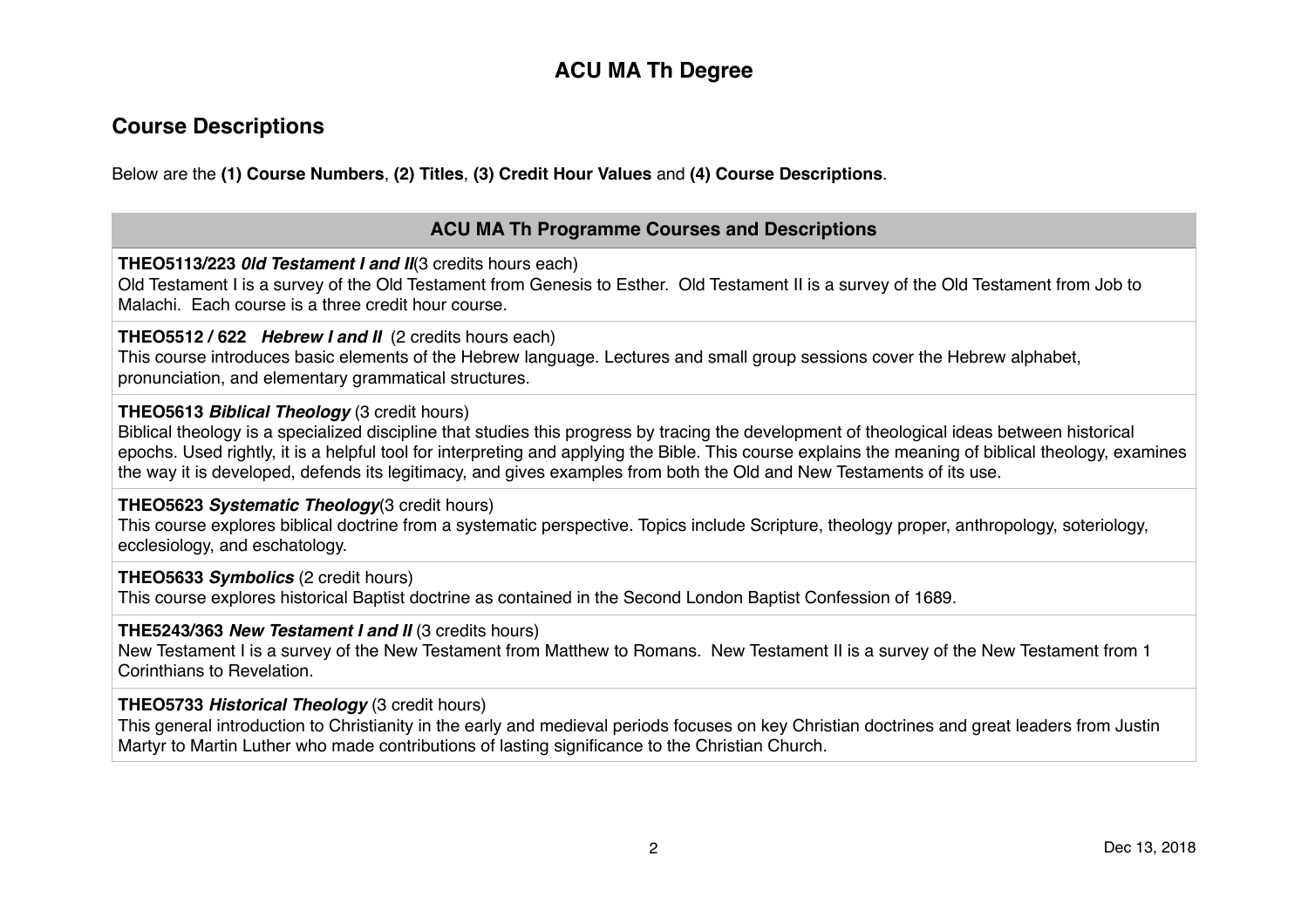## ACU MA Th Degree

## Course Descriptions

Below are the **(1) Course Numbers**, **(2) Titles**, **(3) Credit Hour Values** and **(4) Course Descriptions**.

| ACU MA Th Programme Courses and Descriptions |
| --- |
| **THEO5113/223** ***0ld Testament I and II***(3 credits hours each)<br>Old Testament I is a survey of the Old Testament from Genesis to Esther. Old Testament II is a survey of the Old Testament from Job to Malachi. Each course is a three credit hour course. |
| **THEO5512 / 622** ***Hebrew I and II*** (2 credits hours each)<br>This course introduces basic elements of the Hebrew language. Lectures and small group sessions cover the Hebrew alphabet, pronunciation, and elementary grammatical structures. |
| **THEO5613** ***Biblical Theology*** (3 credit hours)<br>Biblical theology is a specialized discipline that studies this progress by tracing the development of theological ideas between historical epochs. Used rightly, it is a helpful tool for interpreting and applying the Bible. This course explains the meaning of biblical theology, examines the way it is developed, defends its legitimacy, and gives examples from both the Old and New Testaments of its use. |
| **THEO5623** ***Systematic Theology***(3 credit hours)<br>This course explores biblical doctrine from a systematic perspective. Topics include Scripture, theology proper, anthropology, soteriology, ecclesiology, and eschatology. |
| **THEO5633** ***Symbolics*** (2 credit hours)<br>This course explores historical Baptist doctrine as contained in the Second London Baptist Confession of 1689. |
| **THE5243/363** ***New Testament I and II*** (3 credits hours)<br>New Testament I is a survey of the New Testament from Matthew to Romans. New Testament II is a survey of the New Testament from 1 Corinthians to Revelation. |
| **THEO5733** ***Historical Theology*** (3 credit hours)<br>This general introduction to Christianity in the early and medieval periods focuses on key Christian doctrines and great leaders from Justin Martyr to Martin Luther who made contributions of lasting significance to the Christian Church. |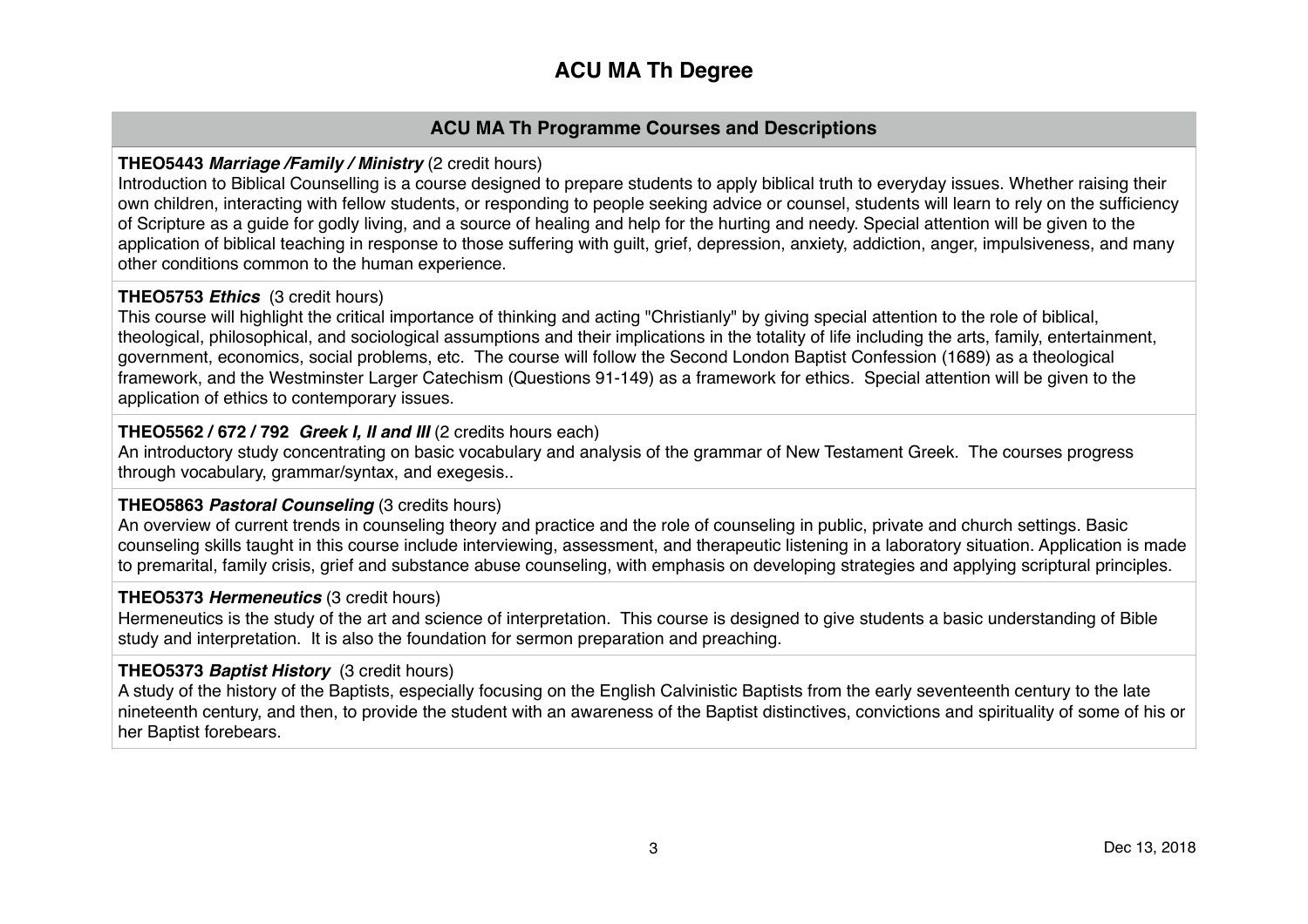# ACU MA Th Degree

## ACU MA Th Programme Courses and Descriptions

**THEO5443 *Marriage /Family / Ministry*** (2 credit hours)
Introduction to Biblical Counselling is a course designed to prepare students to apply biblical truth to everyday issues. Whether raising their own children, interacting with fellow students, or responding to people seeking advice or counsel, students will learn to rely on the sufficiency of Scripture as a guide for godly living, and a source of healing and help for the hurting and needy. Special attention will be given to the application of biblical teaching in response to those suffering with guilt, grief, depression, anxiety, addiction, anger, impulsiveness, and many other conditions common to the human experience.

**THEO5753 *Ethics*** (3 credit hours)
This course will highlight the critical importance of thinking and acting "Christianly" by giving special attention to the role of biblical, theological, philosophical, and sociological assumptions and their implications in the totality of life including the arts, family, entertainment, government, economics, social problems, etc. The course will follow the Second London Baptist Confession (1689) as a theological framework, and the Westminster Larger Catechism (Questions 91-149) as a framework for ethics. Special attention will be given to the application of ethics to contemporary issues.

**THEO5562 / 672 / 792 *Greek I, II and III*** (2 credits hours each)
An introductory study concentrating on basic vocabulary and analysis of the grammar of New Testament Greek. The courses progress through vocabulary, grammar/syntax, and exegesis..

**THEO5863 *Pastoral Counseling*** (3 credits hours)
An overview of current trends in counseling theory and practice and the role of counseling in public, private and church settings. Basic counseling skills taught in this course include interviewing, assessment, and therapeutic listening in a laboratory situation. Application is made to premarital, family crisis, grief and substance abuse counseling, with emphasis on developing strategies and applying scriptural principles.

**THEO5373 *Hermeneutics*** (3 credit hours)
Hermeneutics is the study of the art and science of interpretation. This course is designed to give students a basic understanding of Bible study and interpretation. It is also the foundation for sermon preparation and preaching.

**THEO5373 *Baptist History*** (3 credit hours)
A study of the history of the Baptists, especially focusing on the English Calvinistic Baptists from the early seventeenth century to the late nineteenth century, and then, to provide the student with an awareness of the Baptist distinctives, convictions and spirituality of some of his or her Baptist forebears.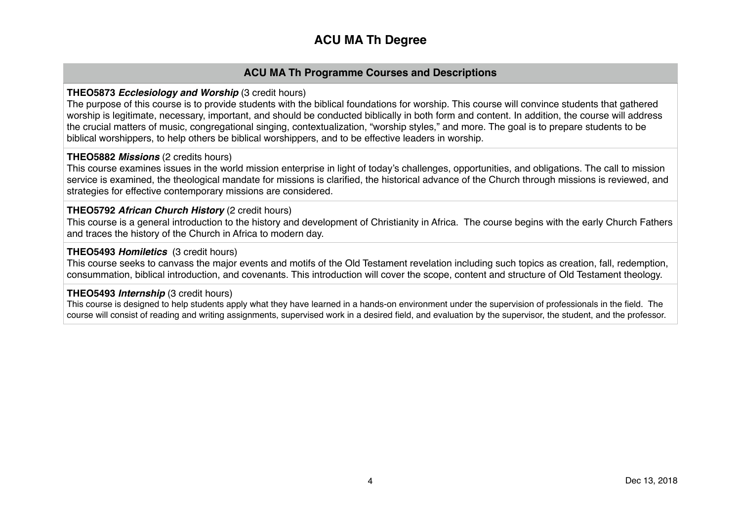# ACU MA Th Degree

## ACU MA Th Programme Courses and Descriptions

**THEO5873** ***Ecclesiology and Worship*** (3 credit hours)
The purpose of this course is to provide students with the biblical foundations for worship. This course will convince students that gathered worship is legitimate, necessary, important, and should be conducted biblically in both form and content. In addition, the course will address the crucial matters of music, congregational singing, contextualization, “worship styles,” and more. The goal is to prepare students to be biblical worshippers, to help others be biblical worshippers, and to be effective leaders in worship.

**THEO5882** ***Missions*** (2 credits hours)
This course examines issues in the world mission enterprise in light of today’s challenges, opportunities, and obligations. The call to mission service is examined, the theological mandate for missions is clarified, the historical advance of the Church through missions is reviewed, and strategies for effective contemporary missions are considered.

**THEO5792** ***African Church History*** (2 credit hours)
This course is a general introduction to the history and development of Christianity in Africa. The course begins with the early Church Fathers and traces the history of the Church in Africa to modern day.

**THEO5493** ***Homiletics*** (3 credit hours)
This course seeks to canvass the major events and motifs of the Old Testament revelation including such topics as creation, fall, redemption, consummation, biblical introduction, and covenants. This introduction will cover the scope, content and structure of Old Testament theology.

**THEO5493** ***Internship*** (3 credit hours)
This course is designed to help students apply what they have learned in a hands-on environment under the supervision of professionals in the field. The course will consist of reading and writing assignments, supervised work in a desired field, and evaluation by the supervisor, the student, and the professor.

Dec 13, 2018